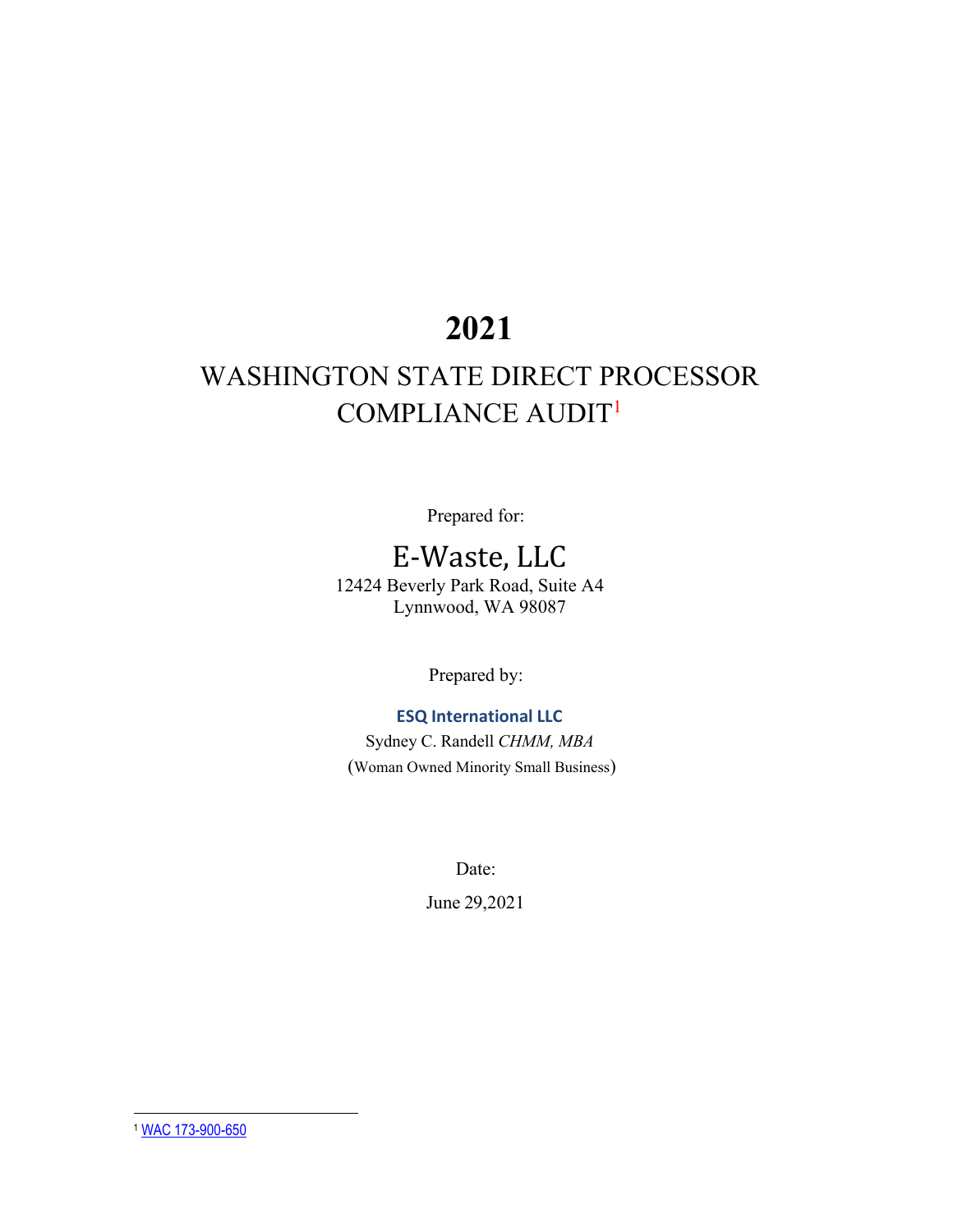# 2021

## WASHINGTON STATE DIRECT PROCESSOR COMPLIANCE AUDIT[1]

Prepared for:

E-Waste, LLC
12424 Beverly Park Road, Suite A4
Lynnwood, WA 98087

Prepared by:

**ESQ International LLC**
Sydney C. Randell *CHMM, MBA*
(Woman Owned Minority Small Business)

Date:

June 29,2021

---

[1] WAC 173-900-650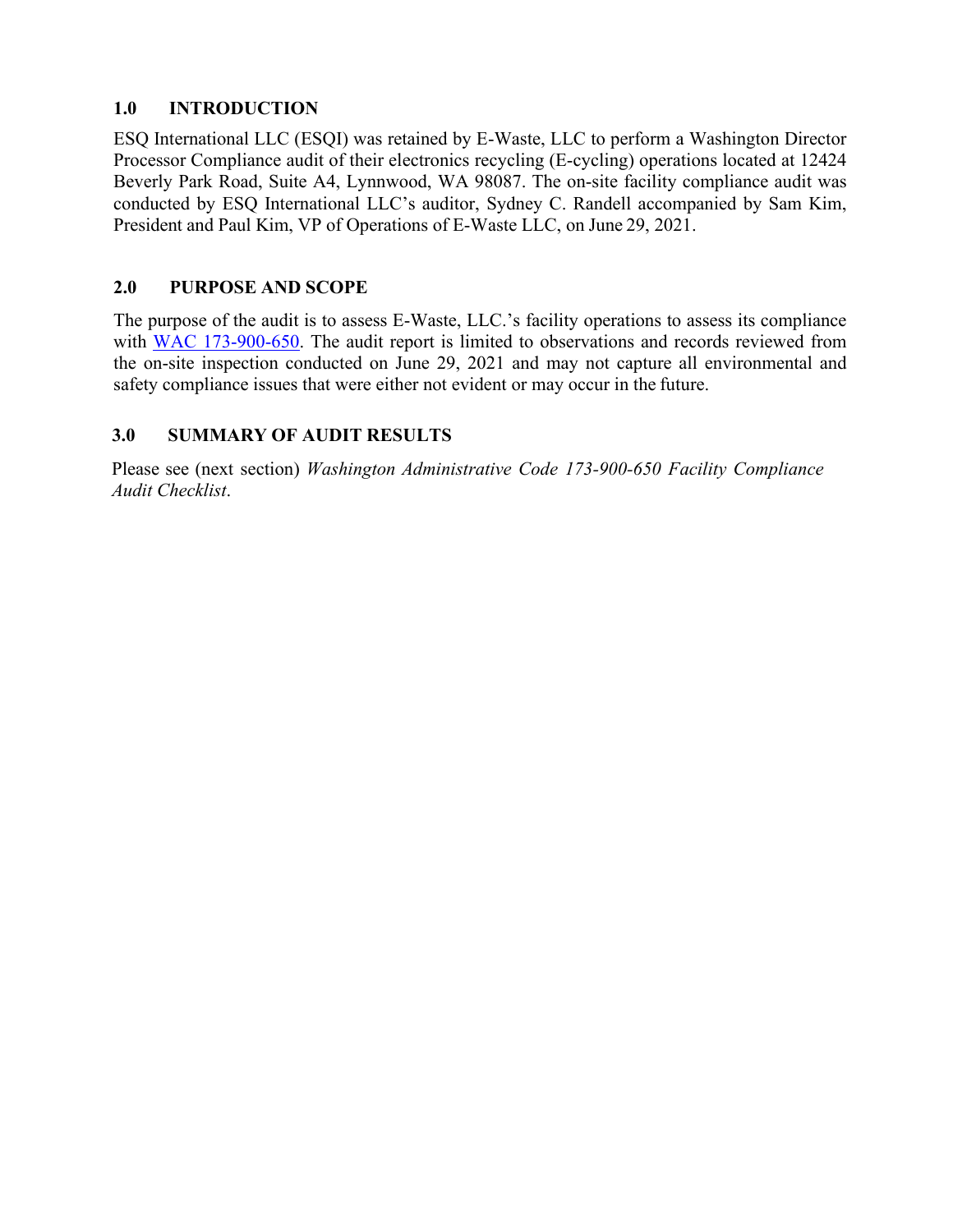## 1.0 INTRODUCTION

ESQ International LLC (ESQI) was retained by E-Waste, LLC to perform a Washington Director Processor Compliance audit of their electronics recycling (E-cycling) operations located at 12424 Beverly Park Road, Suite A4, Lynnwood, WA 98087. The on-site facility compliance audit was conducted by ESQ International LLC's auditor, Sydney C. Randell accompanied by Sam Kim, President and Paul Kim, VP of Operations of E-Waste LLC, on June 29, 2021.

## 2.0 PURPOSE AND SCOPE

The purpose of the audit is to assess E-Waste, LLC.'s facility operations to assess its compliance with WAC 173-900-650. The audit report is limited to observations and records reviewed from the on-site inspection conducted on June 29, 2021 and may not capture all environmental and safety compliance issues that were either not evident or may occur in the future.

## 3.0 SUMMARY OF AUDIT RESULTS

Please see (next section) *Washington Administrative Code 173-900-650 Facility Compliance Audit Checklist*.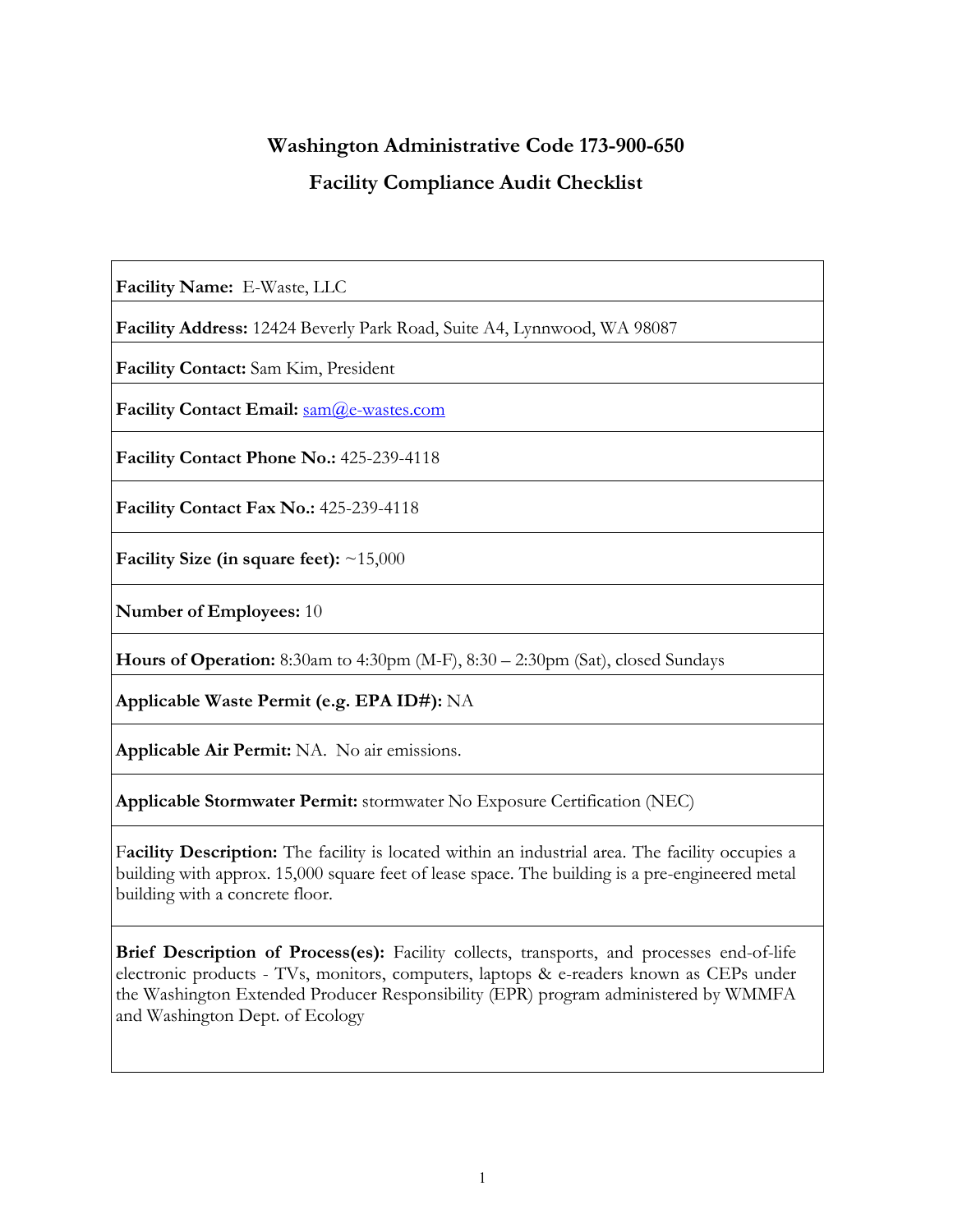# Washington Administrative Code 173-900-650

## Facility Compliance Audit Checklist

**Facility Name:** E-Waste, LLC

**Facility Address:** 12424 Beverly Park Road, Suite A4, Lynnwood, WA 98087

**Facility Contact:** Sam Kim, President

**Facility Contact Email:** sam@e-wastes.com

**Facility Contact Phone No.:** 425-239-4118

**Facility Contact Fax No.:** 425-239-4118

**Facility Size (in square feet):** ~15,000

**Number of Employees:** 10

**Hours of Operation:** 8:30am to 4:30pm (M-F), 8:30 – 2:30pm (Sat), closed Sundays

**Applicable Waste Permit (e.g. EPA ID#):** NA

**Applicable Air Permit:** NA. No air emissions.

**Applicable Stormwater Permit:** stormwater No Exposure Certification (NEC)

**Facility Description:** The facility is located within an industrial area. The facility occupies a building with approx. 15,000 square feet of lease space. The building is a pre-engineered metal building with a concrete floor.

**Brief Description of Process(es):** Facility collects, transports, and processes end-of-life electronic products - TVs, monitors, computers, laptops & e-readers known as CEPs under the Washington Extended Producer Responsibility (EPR) program administered by WMMFA and Washington Dept. of Ecology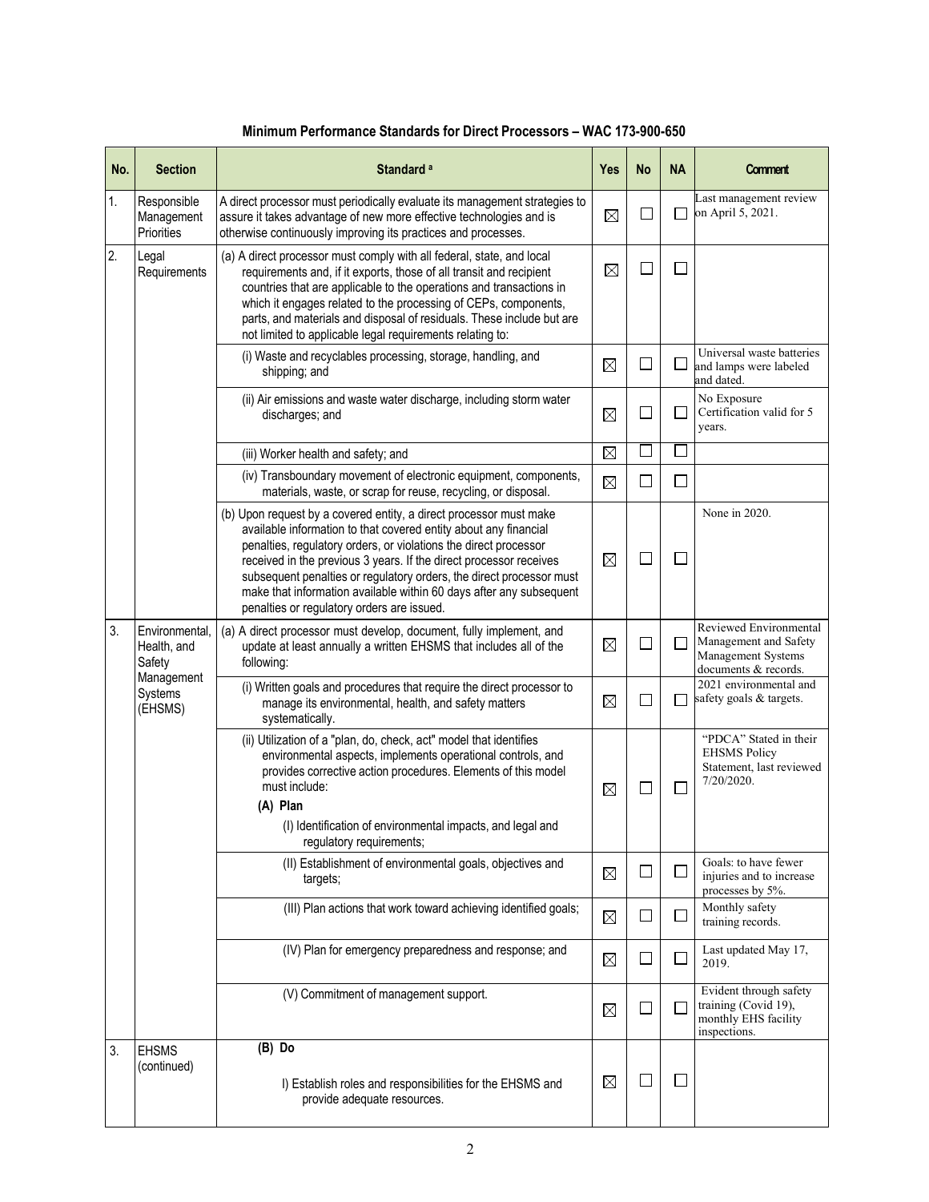**Minimum Performance Standards for Direct Processors – WAC 173-900-650**

| No. | Section | Standard [a] | Yes | No | NA | Comment |
|---|---|---|---|---|---|---|
| 1. | Responsible Management Priorities | A direct processor must periodically evaluate its management strategies to assure it takes advantage of new more effective technologies and is otherwise continuously improving its practices and processes. | ☒ | ☐ | ☐ | Last management review on April 5, 2021. |
| 2. | Legal Requirements | (a) A direct processor must comply with all federal, state, and local requirements and, if it exports, those of all transit and recipient countries that are applicable to the operations and transactions in which it engages related to the processing of CEPs, components, parts, and materials and disposal of residuals. These include but are not limited to applicable legal requirements relating to: | ☒ | ☐ | ☐ | |
| | | (i) Waste and recyclables processing, storage, handling, and shipping; and | ☒ | ☐ | ☐ | Universal waste batteries and lamps were labeled and dated. |
| | | (ii) Air emissions and waste water discharge, including storm water discharges; and | ☒ | ☐ | ☐ | No Exposure Certification valid for 5 years. |
| | | (iii) Worker health and safety; and | ☒ | ☐ | ☐ | |
| | | (iv) Transboundary movement of electronic equipment, components, materials, waste, or scrap for reuse, recycling, or disposal. | ☒ | ☐ | ☐ | |
| | | (b) Upon request by a covered entity, a direct processor must make available information to that covered entity about any financial penalties, regulatory orders, or violations the direct processor received in the previous 3 years. If the direct processor receives subsequent penalties or regulatory orders, the direct processor must make that information available within 60 days after any subsequent penalties or regulatory orders are issued. | ☒ | ☐ | ☐ | None in 2020. |
| 3. | Environmental, Health, and Safety Management Systems (EHSMS) | (a) A direct processor must develop, document, fully implement, and update at least annually a written EHSMS that includes all of the following: | ☒ | ☐ | ☐ | Reviewed Environmental Management and Safety Management Systems documents & records. |
| | | (i) Written goals and procedures that require the direct processor to manage its environmental, health, and safety matters systematically. | ☒ | ☐ | ☐ | 2021 environmental and safety goals & targets. |
| | | (ii) Utilization of a "plan, do, check, act" model that identifies environmental aspects, implements operational controls, and provides corrective action procedures. Elements of this model must include:<br>**(A) Plan**<br>(I) Identification of environmental impacts, and legal and regulatory requirements; | ☒ | ☐ | ☐ | "PDCA" Stated in their EHSMS Policy Statement, last reviewed 7/20/2020. |
| | | (II) Establishment of environmental goals, objectives and targets; | ☒ | ☐ | ☐ | Goals: to have fewer injuries and to increase processes by 5%. |
| | | (III) Plan actions that work toward achieving identified goals; | ☒ | ☐ | ☐ | Monthly safety training records. |
| | | (IV) Plan for emergency preparedness and response; and | ☒ | ☐ | ☐ | Last updated May 17, 2019. |
| | | (V) Commitment of management support. | ☒ | ☐ | ☐ | Evident through safety training (Covid 19), monthly EHS facility inspections. |
| 3. | EHSMS (continued) | **(B) Do**<br>I) Establish roles and responsibilities for the EHSMS and provide adequate resources. | ☒ | ☐ | ☐ | |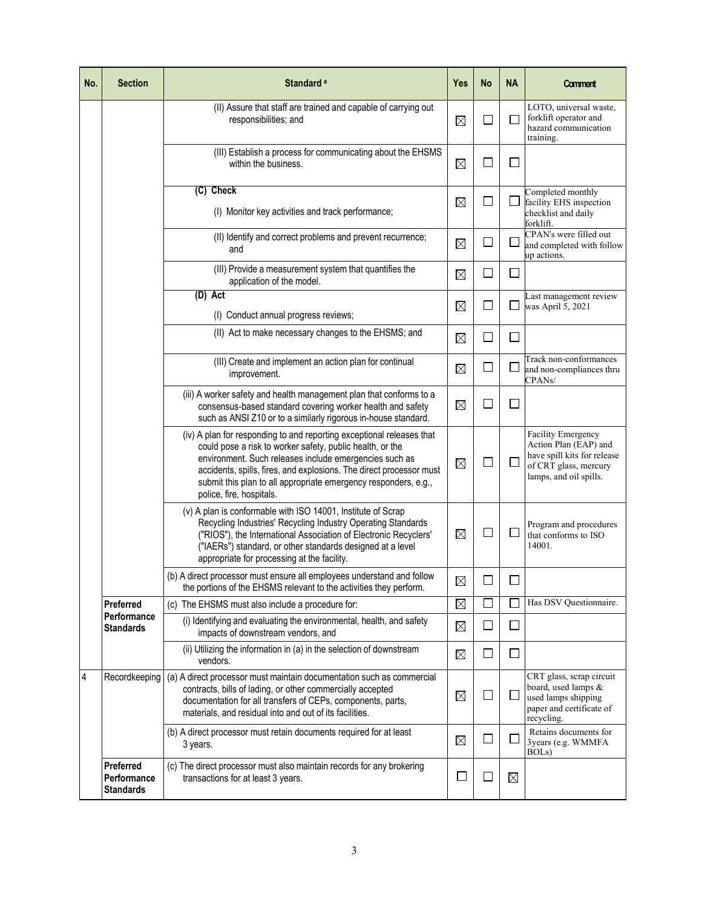| No. | Section | Standard [a] | Yes | No | NA | Comment |
|---|---|---|---|---|---|---|
| | | (II) Assure that staff are trained and capable of carrying out responsibilities; and | ☒ | ☐ | ☐ | LOTO, universal waste, forklift operator and hazard communication training. |
| | | (III) Establish a process for communicating about the EHSMS within the business. | ☒ | ☐ | ☐ | |
| | | **(C) Check**<br>(I) Monitor key activities and track performance; | ☒ | ☐ | ☐ | Completed monthly facility EHS inspection checklist and daily forklift. |
| | | (II) Identify and correct problems and prevent recurrence; and | ☒ | ☐ | ☐ | CPAN's were filled out and completed with follow up actions. |
| | | (III) Provide a measurement system that quantifies the application of the model. | ☒ | ☐ | ☐ | |
| | | **(D) Act**<br>(I) Conduct annual progress reviews; | ☒ | ☐ | ☐ | Last management review was April 5, 2021 |
| | | (II) Act to make necessary changes to the EHSMS; and | ☒ | ☐ | ☐ | |
| | | (III) Create and implement an action plan for continual improvement. | ☒ | ☐ | ☐ | Track non-conformances and non-compliances thru CPANs/ |
| | | (iii) A worker safety and health management plan that conforms to a consensus-based standard covering worker health and safety such as ANSI Z10 or to a similarly rigorous in-house standard. | ☒ | ☐ | ☐ | |
| | | (iv) A plan for responding to and reporting exceptional releases that could pose a risk to worker safety, public health, or the environment. Such releases include emergencies such as accidents, spills, fires, and explosions. The direct processor must submit this plan to all appropriate emergency responders, e.g., police, fire, hospitals. | ☒ | ☐ | ☐ | Facility Emergency Action Plan (EAP) and have spill kits for release of CRT glass, mercury lamps, and oil spills. |
| | | (v) A plan is conformable with ISO 14001, Institute of Scrap Recycling Industries' Recycling Industry Operating Standards ("RIOS"), the International Association of Electronic Recyclers' ("IAERs") standard, or other standards designed at a level appropriate for processing at the facility. | ☒ | ☐ | ☐ | Program and procedures that conforms to ISO 14001. |
| | | (b) A direct processor must ensure all employees understand and follow the portions of the EHSMS relevant to the activities they perform. | ☒ | ☐ | ☐ | |
| | **Preferred Performance Standards** | (c) The EHSMS must also include a procedure for: | ☒ | ☐ | ☐ | Has DSV Questionnaire. |
| | | (i) Identifying and evaluating the environmental, health, and safety impacts of downstream vendors, and | ☒ | ☐ | ☐ | |
| | | (ii) Utilizing the information in (a) in the selection of downstream vendors. | ☒ | ☐ | ☐ | |
| 4 | Recordkeeping | (a) A direct processor must maintain documentation such as commercial contracts, bills of lading, or other commercially accepted documentation for all transfers of CEPs, components, parts, materials, and residual into and out of its facilities. | ☒ | ☐ | ☐ | CRT glass, scrap circuit board, used lamps & used lamps shipping paper and certificate of recycling. |
| | | (b) A direct processor must retain documents required for at least 3 years. | ☒ | ☐ | ☐ | Retains documents for 3years (e.g. WMMFA BOLs) |
| | **Preferred Performance Standards** | (c) The direct processor must also maintain records for any brokering transactions for at least 3 years. | ☐ | ☐ | ☒ | |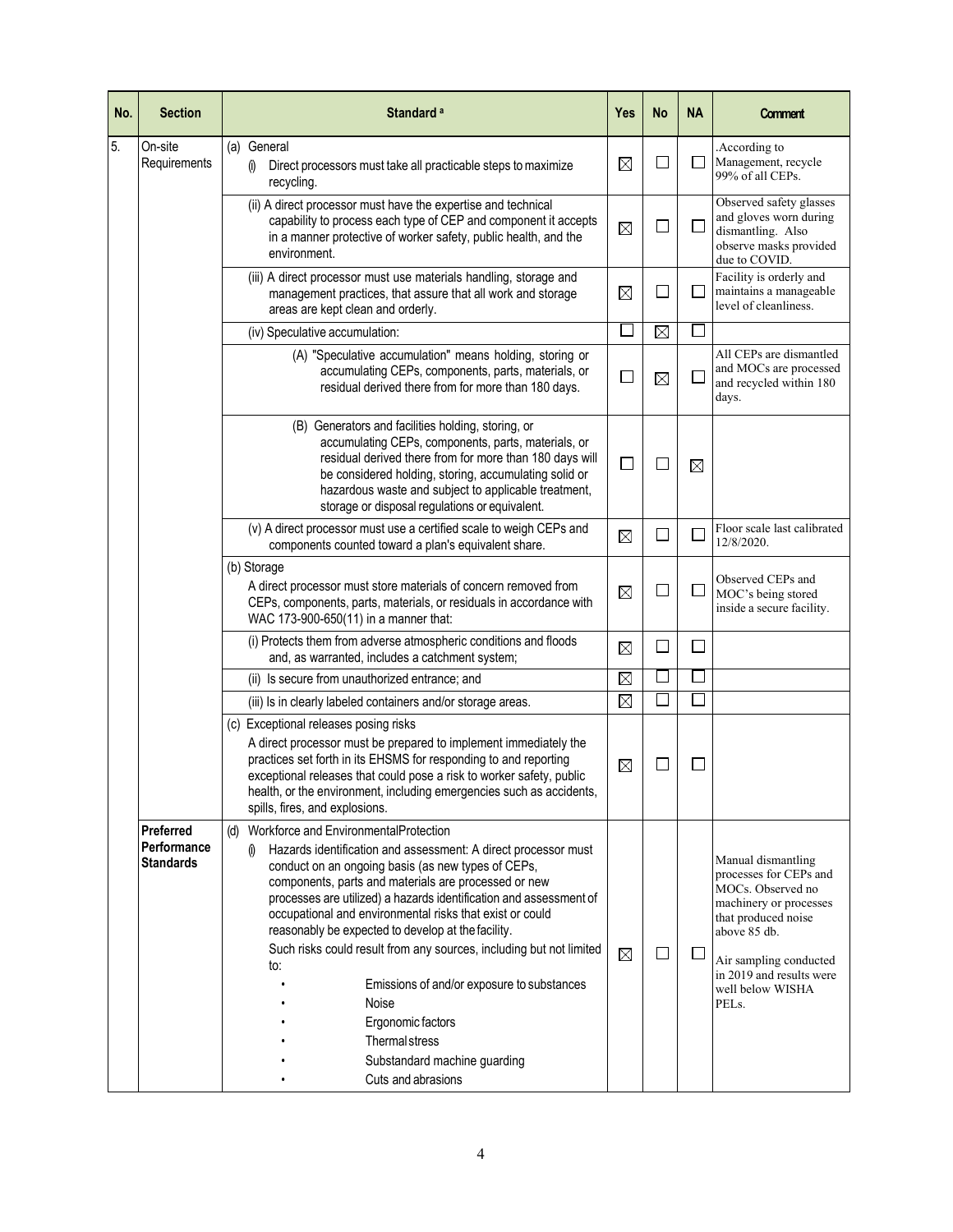| No. | Section | Standard [a] | Yes | No | NA | Comment |
|---|---|---|---|---|---|---|
| 5. | On-site Requirements | (a) General<br>(i) Direct processors must take all practicable steps to maximize recycling. | ☒ | ☐ | ☐ | .According to Management, recycle 99% of all CEPs. |
| | | (ii) A direct processor must have the expertise and technical capability to process each type of CEP and component it accepts in a manner protective of worker safety, public health, and the environment. | ☒ | ☐ | ☐ | Observed safety glasses and gloves worn during dismantling. Also observe masks provided due to COVID. |
| | | (iii) A direct processor must use materials handling, storage and management practices, that assure that all work and storage areas are kept clean and orderly. | ☒ | ☐ | ☐ | Facility is orderly and maintains a manageable level of cleanliness. |
| | | (iv) Speculative accumulation: | ☐ | ☒ | ☐ | |
| | | (A) "Speculative accumulation" means holding, storing or accumulating CEPs, components, parts, materials, or residual derived there from for more than 180 days. | ☐ | ☒ | ☐ | All CEPs are dismantled and MOCs are processed and recycled within 180 days. |
| | | (B) Generators and facilities holding, storing, or accumulating CEPs, components, parts, materials, or residual derived there from for more than 180 days will be considered holding, storing, accumulating solid or hazardous waste and subject to applicable treatment, storage or disposal regulations or equivalent. | ☐ | ☐ | ☒ | |
| | | (v) A direct processor must use a certified scale to weigh CEPs and components counted toward a plan's equivalent share. | ☒ | ☐ | ☐ | Floor scale last calibrated 12/8/2020. |
| | | (b) Storage<br>A direct processor must store materials of concern removed from CEPs, components, parts, materials, or residuals in accordance with WAC 173-900-650(11) in a manner that: | ☒ | ☐ | ☐ | Observed CEPs and MOC's being stored inside a secure facility. |
| | | (i) Protects them from adverse atmospheric conditions and floods and, as warranted, includes a catchment system; | ☒ | ☐ | ☐ | |
| | | (ii) Is secure from unauthorized entrance; and | ☒ | ☐ | ☐ | |
| | | (iii) Is in clearly labeled containers and/or storage areas. | ☒ | ☐ | ☐ | |
| | | (c) Exceptional releases posing risks<br>A direct processor must be prepared to implement immediately the practices set forth in its EHSMS for responding to and reporting exceptional releases that could pose a risk to worker safety, public health, or the environment, including emergencies such as accidents, spills, fires, and explosions. | ☒ | ☐ | ☐ | |
| | **Preferred Performance Standards** | (d) Workforce and Environmental Protection<br>(i) Hazards identification and assessment: A direct processor must conduct on an ongoing basis (as new types of CEPs, components, parts and materials are processed or new processes are utilized) a hazards identification and assessment of occupational and environmental risks that exist or could reasonably be expected to develop at the facility.<br>Such risks could result from any sources, including but not limited to:<br>• Emissions of and/or exposure to substances<br>• Noise<br>• Ergonomic factors<br>• Thermal stress<br>• Substandard machine guarding<br>• Cuts and abrasions | ☒ | ☐ | ☐ | Manual dismantling processes for CEPs and MOCs. Observed no machinery or processes that produced noise above 85 db.<br><br>Air sampling conducted in 2019 and results were well below WISHA PELs. |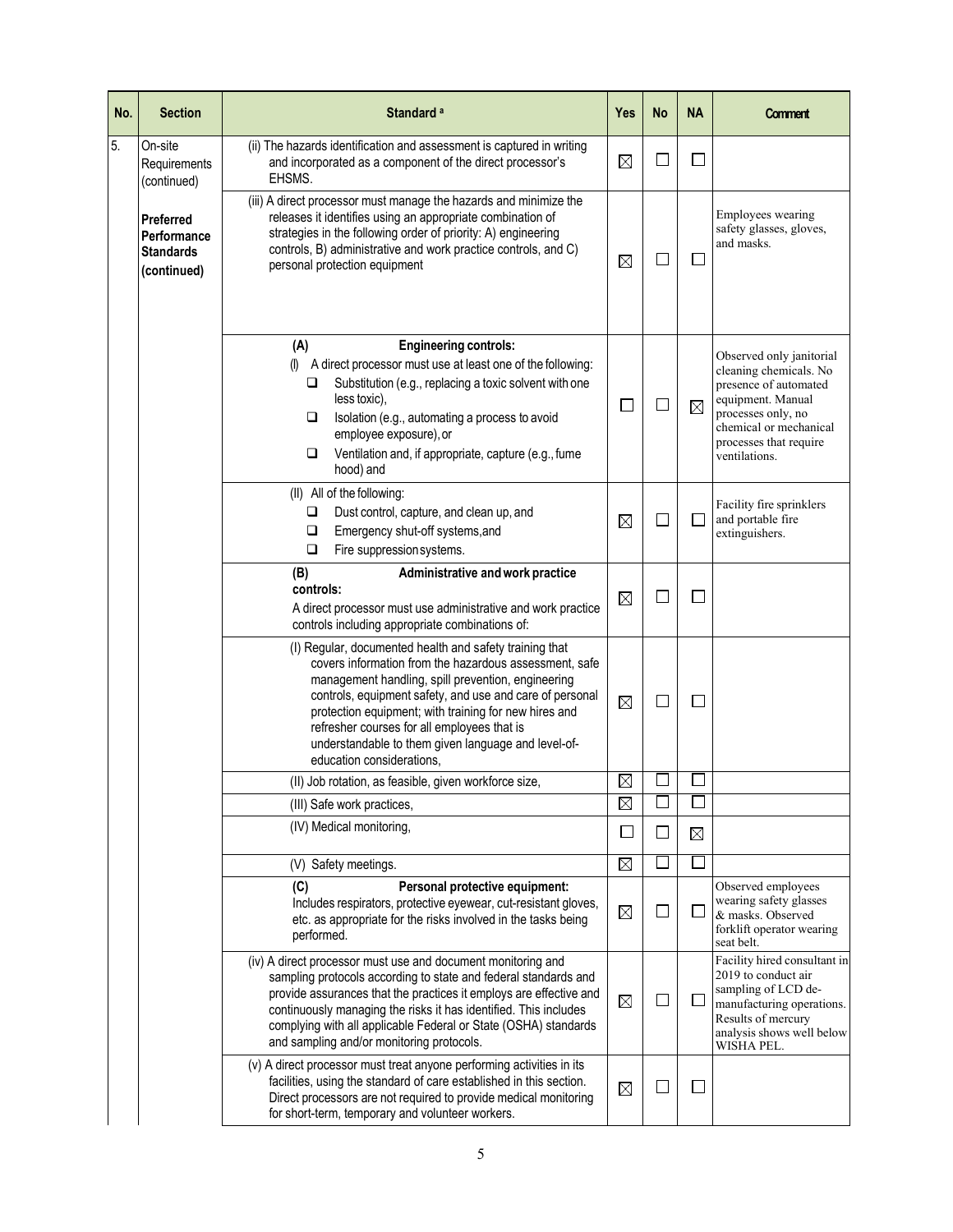| No. | Section | Standard [a] | Yes | No | NA | Comment |
|---|---|---|---|---|---|---|
| 5. | On-site Requirements (continued)<br><br>**Preferred Performance Standards (continued)** | (ii) The hazards identification and assessment is captured in writing and incorporated as a component of the direct processor's EHSMS. | ☒ | ☐ | ☐ | |
| | | (iii) A direct processor must manage the hazards and minimize the releases it identifies using an appropriate combination of strategies in the following order of priority: A) engineering controls, B) administrative and work practice controls, and C) personal protection equipment | ☒ | ☐ | ☐ | Employees wearing safety glasses, gloves, and masks. |
| | | **(A) Engineering controls:**<br>(I) A direct processor must use at least one of the following:<br>❑ Substitution (e.g., replacing a toxic solvent with one less toxic),<br>❑ Isolation (e.g., automating a process to avoid employee exposure), or<br>❑ Ventilation and, if appropriate, capture (e.g., fume hood) and | ☐ | ☐ | ☒ | Observed only janitorial cleaning chemicals. No presence of automated equipment. Manual processes only, no chemical or mechanical processes that require ventilations. |
| | | (II) All of the following:<br>❑ Dust control, capture, and clean up, and<br>❑ Emergency shut-off systems, and<br>❑ Fire suppression systems. | ☒ | ☐ | ☐ | Facility fire sprinklers and portable fire extinguishers. |
| | | **(B) Administrative and work practice controls:**<br>A direct processor must use administrative and work practice controls including appropriate combinations of: | ☒ | ☐ | ☐ | |
| | | (I) Regular, documented health and safety training that covers information from the hazardous assessment, safe management handling, spill prevention, engineering controls, equipment safety, and use and care of personal protection equipment; with training for new hires and refresher courses for all employees that is understandable to them given language and level-of-education considerations, | ☒ | ☐ | ☐ | |
| | | (II) Job rotation, as feasible, given workforce size, | ☒ | ☐ | ☐ | |
| | | (III) Safe work practices, | ☒ | ☐ | ☐ | |
| | | (IV) Medical monitoring, | ☐ | ☐ | ☒ | |
| | | (V) Safety meetings. | ☒ | ☐ | ☐ | |
| | | **(C) Personal protective equipment:**<br>Includes respirators, protective eyewear, cut-resistant gloves, etc. as appropriate for the risks involved in the tasks being performed. | ☒ | ☐ | ☐ | Observed employees wearing safety glasses & masks. Observed forklift operator wearing seat belt. |
| | | (iv) A direct processor must use and document monitoring and sampling protocols according to state and federal standards and provide assurances that the practices it employs are effective and continuously managing the risks it has identified. This includes complying with all applicable Federal or State (OSHA) standards and sampling and/or monitoring protocols. | ☒ | ☐ | ☐ | Facility hired consultant in 2019 to conduct air sampling of LCD de-manufacturing operations. Results of mercury analysis shows well below WISHA PEL. |
| | | (v) A direct processor must treat anyone performing activities in its facilities, using the standard of care established in this section. Direct processors are not required to provide medical monitoring for short-term, temporary and volunteer workers. | ☒ | ☐ | ☐ | |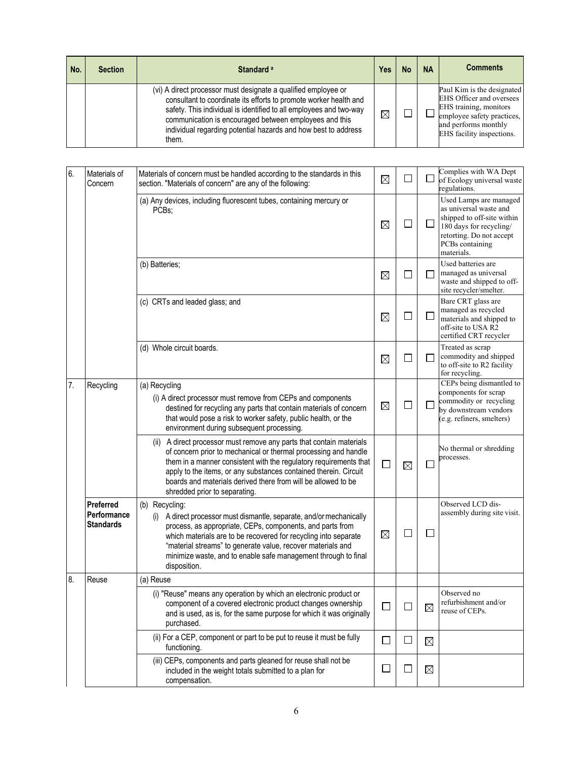| No. | Section | Standard [a] | Yes | No | NA | Comments |
|---|---|---|---|---|---|---|
| | | (vi) A direct processor must designate a qualified employee or consultant to coordinate its efforts to promote worker health and safety. This individual is identified to all employees and two-way communication is encouraged between employees and this individual regarding potential hazards and how best to address them. | ☒ | ☐ | ☐ | Paul Kim is the designated EHS Officer and oversees EHS training, monitors employee safety practices, and performs monthly EHS facility inspections. |

| No. | Section | Standard [a] | Yes | No | NA | Comments |
|---|---|---|---|---|---|---|
| 6. | Materials of Concern | Materials of concern must be handled according to the standards in this section. "Materials of concern" are any of the following: | ☒ | ☐ | ☐ | Complies with WA Dept of Ecology universal waste regulations. |
| | | (a) Any devices, including fluorescent tubes, containing mercury or PCBs; | ☒ | ☐ | ☐ | Used Lamps are managed as universal waste and shipped to off-site within 180 days for recycling/ retorting. Do not accept PCBs containing materials. |
| | | (b) Batteries; | ☒ | ☐ | ☐ | Used batteries are managed as universal waste and shipped to off-site recycler/smelter. |
| | | (c) CRTs and leaded glass; and | ☒ | ☐ | ☐ | Bare CRT glass are managed as recycled materials and shipped to off-site to USA R2 certified CRT recycler |
| | | (d) Whole circuit boards. | ☒ | ☐ | ☐ | Treated as scrap commodity and shipped to off-site to R2 facility for recycling. |
| 7. | Recycling | (a) Recycling<br>(i) A direct processor must remove from CEPs and components destined for recycling any parts that contain materials of concern that would pose a risk to worker safety, public health, or the environment during subsequent processing. | ☒ | ☐ | ☐ | CEPs being dismantled to components for scrap commodity or recycling by downstream vendors (e.g. refiners, smelters) |
| | | (ii) A direct processor must remove any parts that contain materials of concern prior to mechanical or thermal processing and handle them in a manner consistent with the regulatory requirements that apply to the items, or any substances contained therein. Circuit boards and materials derived there from will be allowed to be shredded prior to separating. | ☐ | ☒ | ☐ | No thermal or shredding processes. |
| | **Preferred Performance Standards** | (b) Recycling:<br>(i) A direct processor must dismantle, separate, and/or mechanically process, as appropriate, CEPs, components, and parts from which materials are to be recovered for recycling into separate "material streams" to generate value, recover materials and minimize waste, and to enable safe management through to final disposition. | ☒ | ☐ | ☐ | Observed LCD dis-assembly during site visit. |
| 8. | Reuse | (a) Reuse | | | | |
| | | (i) "Reuse" means any operation by which an electronic product or component of a covered electronic product changes ownership and is used, as is, for the same purpose for which it was originally purchased. | ☐ | ☐ | ☒ | Observed no refurbishment and/or reuse of CEPs. |
| | | (ii) For a CEP, component or part to be put to reuse it must be fully functioning. | ☐ | ☐ | ☒ | |
| | | (iii) CEPs, components and parts gleaned for reuse shall not be included in the weight totals submitted to a plan for compensation. | ☐ | ☐ | ☒ | |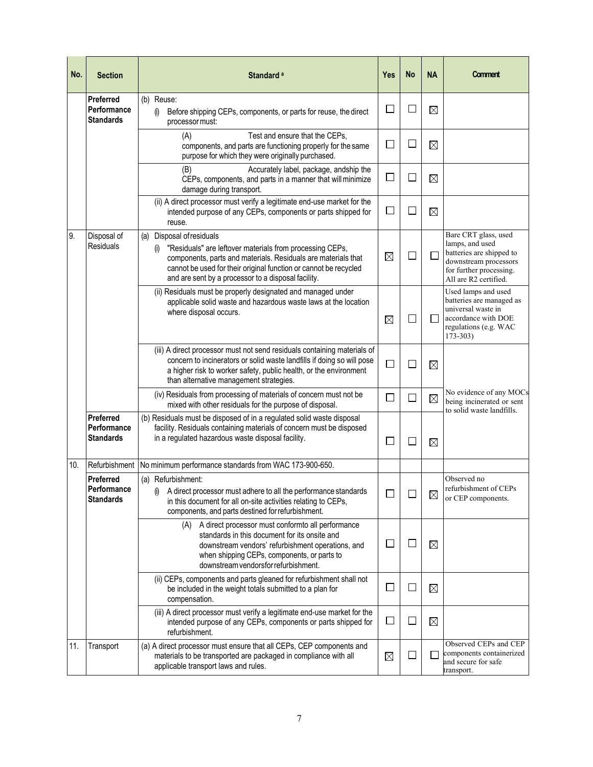| No. | Section | Standard [a] | Yes | No | NA | Comment |
|---|---|---|---|---|---|---|
| | **Preferred Performance Standards** | (b) Reuse: (i) Before shipping CEPs, components, or parts for reuse, the direct processor must: | ☐ | ☐ | ☒ | |
| | | (A) Test and ensure that the CEPs, components, and parts are functioning properly for the same purpose for which they were originally purchased. | ☐ | ☐ | ☒ | |
| | | (B) Accurately label, package, andship the CEPs, components, and parts in a manner that will minimize damage during transport. | ☐ | ☐ | ☒ | |
| | | (ii) A direct processor must verify a legitimate end-use market for the intended purpose of any CEPs, components or parts shipped for reuse. | ☐ | ☐ | ☒ | |
| 9. | Disposal of Residuals | (a) Disposal of residuals (i) "Residuals" are leftover materials from processing CEPs, components, parts and materials. Residuals are materials that cannot be used for their original function or cannot be recycled and are sent by a processor to a disposal facility. | ☒ | ☐ | ☐ | Bare CRT glass, used lamps, and used batteries are shipped to downstream processors for further processing. All are R2 certified. |
| | | (ii) Residuals must be properly designated and managed under applicable solid waste and hazardous waste laws at the location where disposal occurs. | ☒ | ☐ | ☐ | Used lamps and used batteries are managed as universal waste in accordance with DOE regulations (e.g. WAC 173-303) |
| | | (iii) A direct processor must not send residuals containing materials of concern to incinerators or solid waste landfills if doing so will pose a higher risk to worker safety, public health, or the environment than alternative management strategies. | ☐ | ☐ | ☒ | No evidence of any MOCs being incinerated or sent to solid waste landfills. |
| | | (iv) Residuals from processing of materials of concern must not be mixed with other residuals for the purpose of disposal. | ☐ | ☐ | ☒ | |
| | **Preferred Performance Standards** | (b) Residuals must be disposed of in a regulated solid waste disposal facility. Residuals containing materials of concern must be disposed in a regulated hazardous waste disposal facility. | ☐ | ☐ | ☒ | |
| 10. | Refurbishment | No minimum performance standards from WAC 173-900-650. | | | | |
| | **Preferred Performance Standards** | (a) Refurbishment: (i) A direct processor must adhere to all the performance standards in this document for all on-site activities relating to CEPs, components, and parts destined for refurbishment. | ☐ | ☐ | ☒ | Observed no refurbishment of CEPs or CEP components. |
| | | (A) A direct processor must conformto all performance standards in this document for its onsite and downstream vendors' refurbishment operations, and when shipping CEPs, components, or parts to downstream vendorsfor refurbishment. | ☐ | ☐ | ☒ | |
| | | (ii) CEPs, components and parts gleaned for refurbishment shall not be included in the weight totals submitted to a plan for compensation. | ☐ | ☐ | ☒ | |
| | | (iii) A direct processor must verify a legitimate end-use market for the intended purpose of any CEPs, components or parts shipped for refurbishment. | ☐ | ☐ | ☒ | |
| 11. | Transport | (a) A direct processor must ensure that all CEPs, CEP components and materials to be transported are packaged in compliance with all applicable transport laws and rules. | ☒ | ☐ | ☐ | Observed CEPs and CEP components containerized and secure for safe transport. |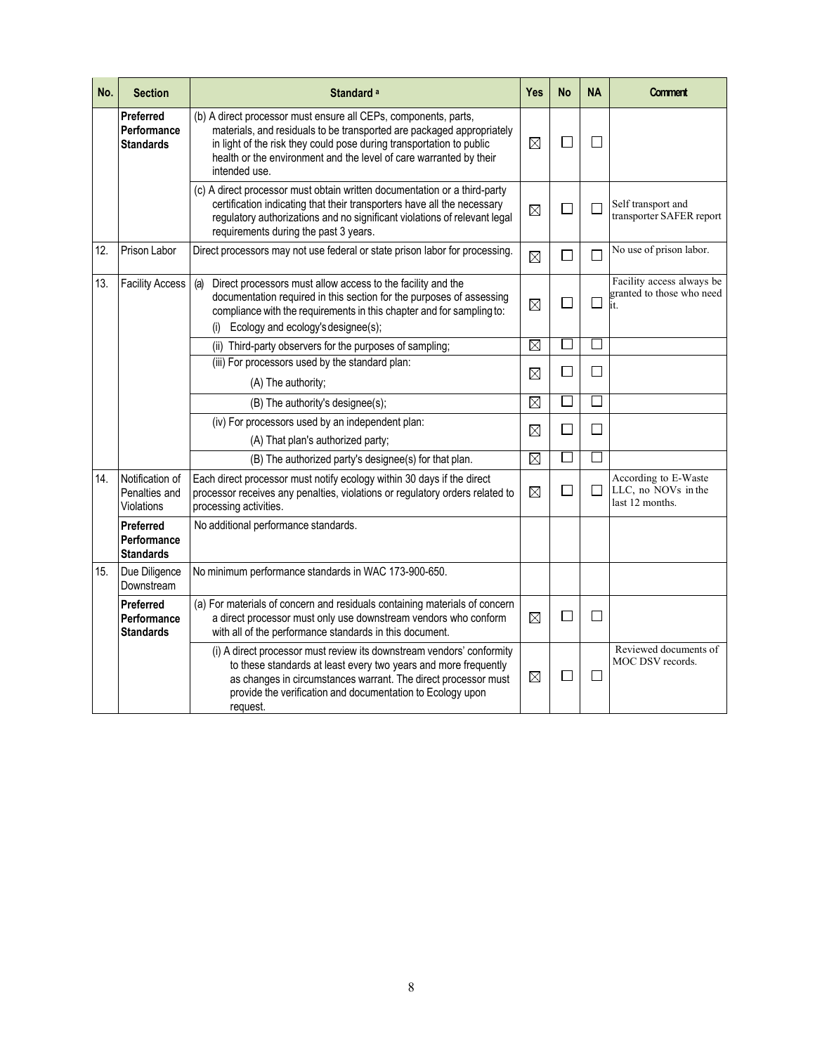| No. | Section | Standard [a] | Yes | No | NA | Comment |
|---|---|---|---|---|---|---|
| | **Preferred Performance Standards** | (b) A direct processor must ensure all CEPs, components, parts, materials, and residuals to be transported are packaged appropriately in light of the risk they could pose during transportation to public health or the environment and the level of care warranted by their intended use. | ☒ | ☐ | ☐ | |
| | | (c) A direct processor must obtain written documentation or a third-party certification indicating that their transporters have all the necessary regulatory authorizations and no significant violations of relevant legal requirements during the past 3 years. | ☒ | ☐ | ☐ | Self transport and transporter SAFER report |
| 12. | Prison Labor | Direct processors may not use federal or state prison labor for processing. | ☒ | ☐ | ☐ | No use of prison labor. |
| 13. | Facility Access | (a) Direct processors must allow access to the facility and the documentation required in this section for the purposes of assessing compliance with the requirements in this chapter and for sampling to: (i) Ecology and ecology's designee(s); | ☒ | ☐ | ☐ | Facility access always be granted to those who need it. |
| | | (ii) Third-party observers for the purposes of sampling; | ☒ | ☐ | ☐ | |
| | | (iii) For processors used by the standard plan: (A) The authority; | ☒ | ☐ | ☐ | |
| | | (B) The authority's designee(s); | ☒ | ☐ | ☐ | |
| | | (iv) For processors used by an independent plan: (A) That plan's authorized party; | ☒ | ☐ | ☐ | |
| | | (B) The authorized party's designee(s) for that plan. | ☒ | ☐ | ☐ | |
| 14. | Notification of Penalties and Violations | Each direct processor must notify ecology within 30 days if the direct processor receives any penalties, violations or regulatory orders related to processing activities. | ☒ | ☐ | ☐ | According to E-Waste LLC, no NOVs in the last 12 months. |
| | **Preferred Performance Standards** | No additional performance standards. | | | | |
| 15. | Due Diligence Downstream | No minimum performance standards in WAC 173-900-650. | | | | |
| | **Preferred Performance Standards** | (a) For materials of concern and residuals containing materials of concern a direct processor must only use downstream vendors who conform with all of the performance standards in this document. | ☒ | ☐ | ☐ | |
| | | (i) A direct processor must review its downstream vendors' conformity to these standards at least every two years and more frequently as changes in circumstances warrant. The direct processor must provide the verification and documentation to Ecology upon request. | ☒ | ☐ | ☐ | Reviewed documents of MOC DSV records. |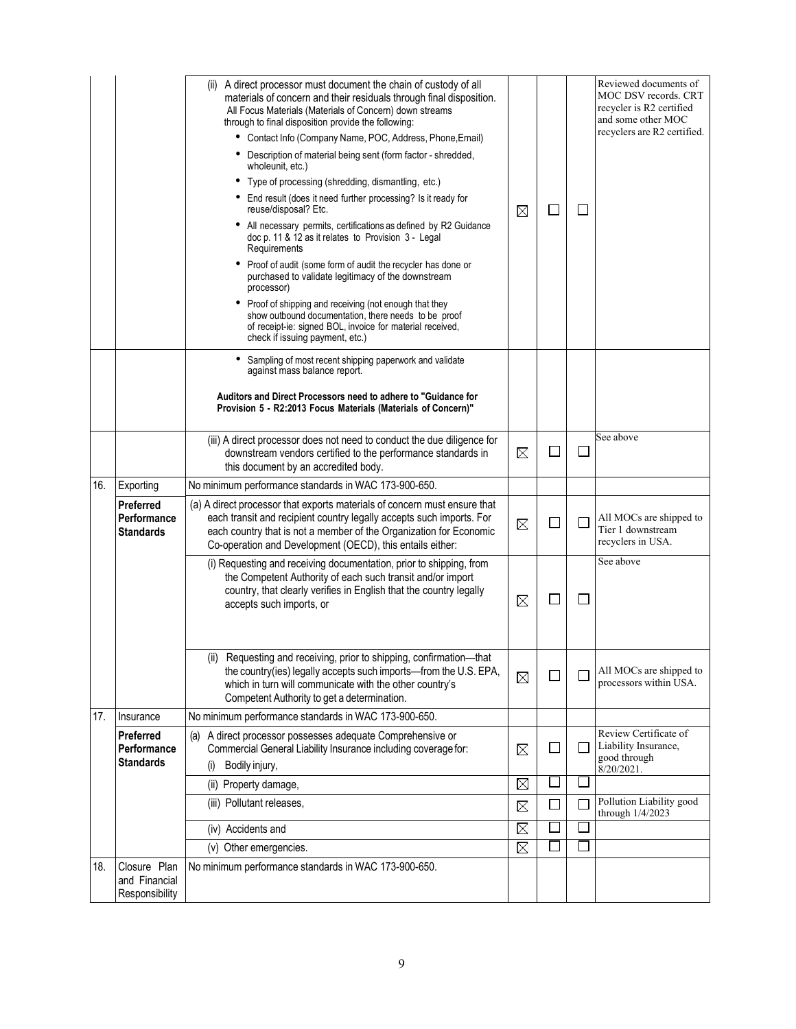| | | | | | | |
|---|---|---|---|---|---|---|
| | | (ii) A direct processor must document the chain of custody of all materials of concern and their residuals through final disposition. All Focus Materials (Materials of Concern) down streams through to final disposition provide the following:<br>• Contact Info (Company Name, POC, Address, Phone,Email)<br>• Description of material being sent (form factor - shredded, wholeunit, etc.)<br>• Type of processing (shredding, dismantling, etc.)<br>• End result (does it need further processing? Is it ready for reuse/disposal? Etc.<br>• All necessary permits, certifications as defined by R2 Guidance doc p. 11 & 12 as it relates to Provision 3 - Legal Requirements<br>• Proof of audit (some form of audit the recycler has done or purchased to validate legitimacy of the downstream processor)<br>• Proof of shipping and receiving (not enough that they show outbound documentation, there needs to be proof of receipt-ie: signed BOL, invoice for material received, check if issuing payment, etc.) | ☒ | ☐ | ☐ | Reviewed documents of MOC DSV records. CRT recycler is R2 certified and some other MOC recyclers are R2 certified. |
| | | • Sampling of most recent shipping paperwork and validate against mass balance report.<br><br>**Auditors and Direct Processors need to adhere to "Guidance for Provision 5 - R2:2013 Focus Materials (Materials of Concern)"** | | | | |
| | | (iii) A direct processor does not need to conduct the due diligence for downstream vendors certified to the performance standards in this document by an accredited body. | ☒ | ☐ | ☐ | See above |
| 16. | Exporting | No minimum performance standards in WAC 173-900-650. | | | | |
| | **Preferred Performance Standards** | (a) A direct processor that exports materials of concern must ensure that each transit and recipient country legally accepts such imports. For each country that is not a member of the Organization for Economic Co-operation and Development (OECD), this entails either: | ☒ | ☐ | ☐ | All MOCs are shipped to Tier 1 downstream recyclers in USA. |
| | | (i) Requesting and receiving documentation, prior to shipping, from the Competent Authority of each such transit and/or import country, that clearly verifies in English that the country legally accepts such imports, or | ☒ | ☐ | ☐ | See above |
| | | (ii) Requesting and receiving, prior to shipping, confirmation—that the country(ies) legally accepts such imports—from the U.S. EPA, which in turn will communicate with the other country's Competent Authority to get a determination. | ☒ | ☐ | ☐ | All MOCs are shipped to processors within USA. |
| 17. | Insurance | No minimum performance standards in WAC 173-900-650. | | | | |
| | **Preferred Performance Standards** | (a) A direct processor possesses adequate Comprehensive or Commercial General Liability Insurance including coverage for:<br>(i) Bodily injury, | ☒ | ☐ | ☐ | Review Certificate of Liability Insurance, good through 8/20/2021. |
| | | (ii) Property damage, | ☒ | ☐ | ☐ | |
| | | (iii) Pollutant releases, | ☒ | ☐ | ☐ | Pollution Liability good through 1/4/2023 |
| | | (iv) Accidents and | ☒ | ☐ | ☐ | |
| | | (v) Other emergencies. | ☒ | ☐ | ☐ | |
| 18. | Closure Plan and Financial Responsibility | No minimum performance standards in WAC 173-900-650. | | | | |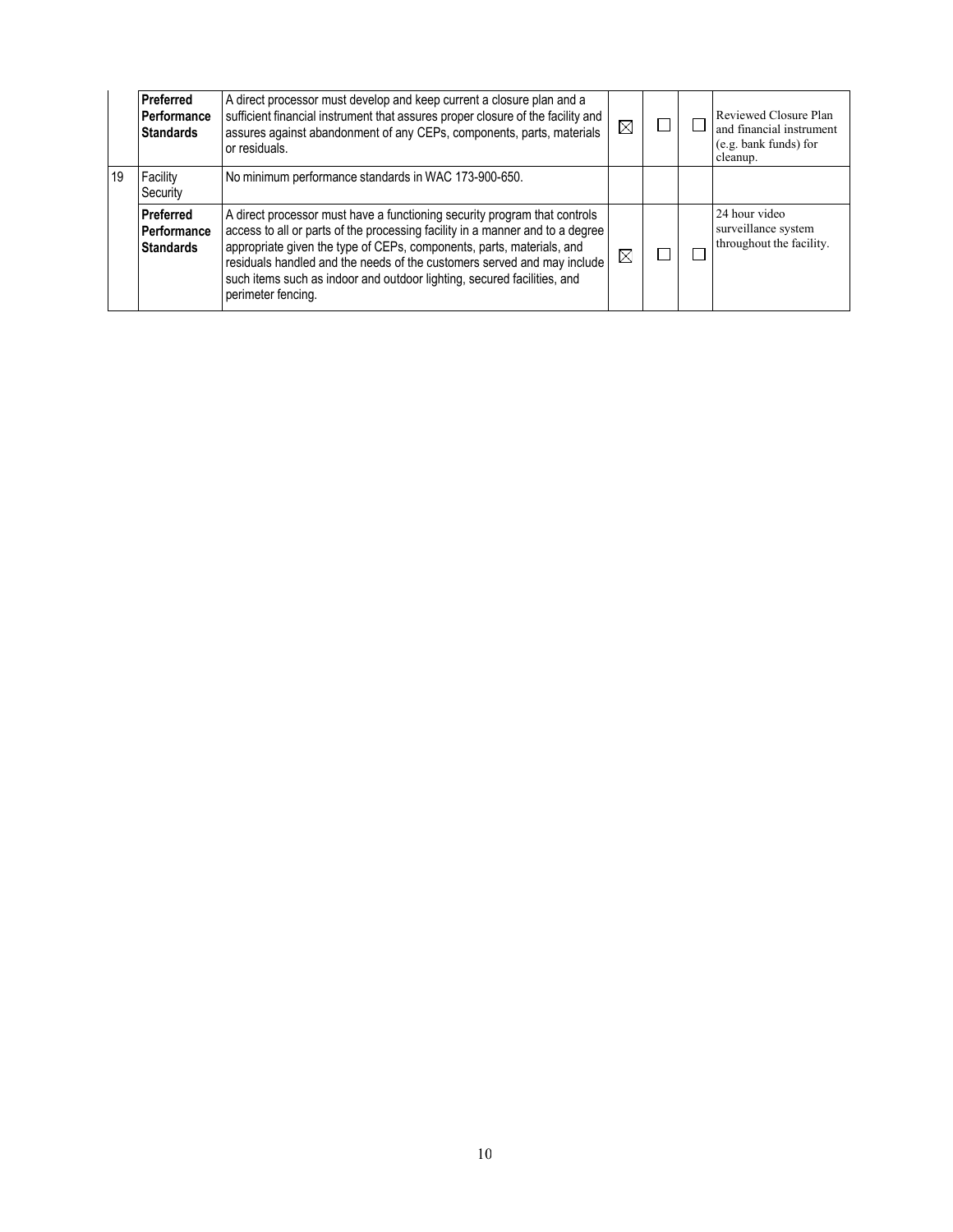| | | | | | | |
|---|---|---|---|---|---|---|
| | **Preferred Performance Standards** | A direct processor must develop and keep current a closure plan and a sufficient financial instrument that assures proper closure of the facility and assures against abandonment of any CEPs, components, parts, materials or residuals. | ☒ | ☐ | ☐ | Reviewed Closure Plan and financial instrument (e.g. bank funds) for cleanup. |
| 19 | Facility Security | No minimum performance standards in WAC 173-900-650. | | | | |
| | **Preferred Performance Standards** | A direct processor must have a functioning security program that controls access to all or parts of the processing facility in a manner and to a degree appropriate given the type of CEPs, components, parts, materials, and residuals handled and the needs of the customers served and may include such items such as indoor and outdoor lighting, secured facilities, and perimeter fencing. | ☒ | ☐ | ☐ | 24 hour video surveillance system throughout the facility. |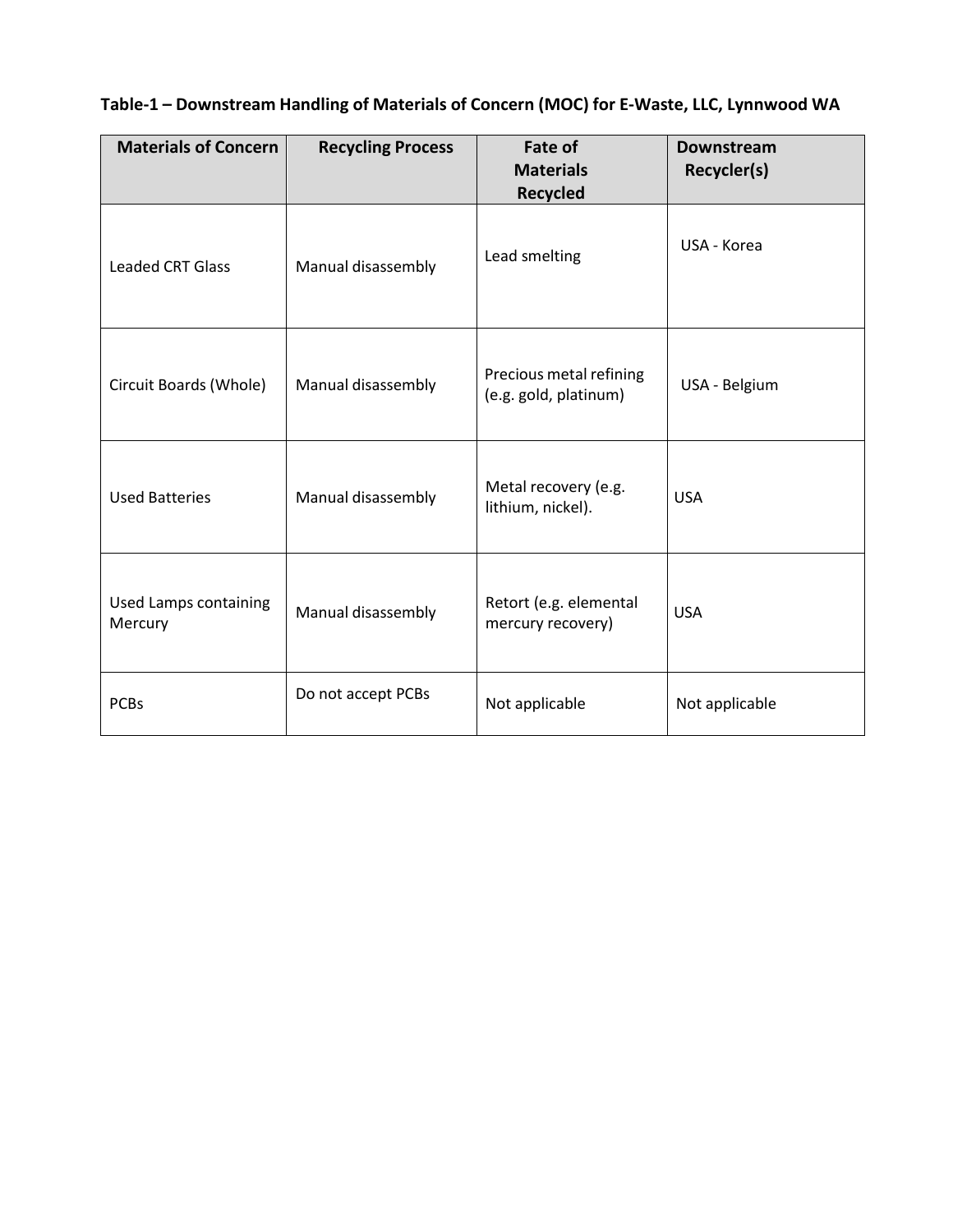**Table-1 – Downstream Handling of Materials of Concern (MOC) for E-Waste, LLC, Lynnwood WA**

| Materials of Concern | Recycling Process | Fate of Materials Recycled | Downstream Recycler(s) |
|---|---|---|---|
| Leaded CRT Glass | Manual disassembly | Lead smelting | USA - Korea |
| Circuit Boards (Whole) | Manual disassembly | Precious metal refining (e.g. gold, platinum) | USA - Belgium |
| Used Batteries | Manual disassembly | Metal recovery (e.g. lithium, nickel). | USA |
| Used Lamps containing Mercury | Manual disassembly | Retort (e.g. elemental mercury recovery) | USA |
| PCBs | Do not accept PCBs | Not applicable | Not applicable |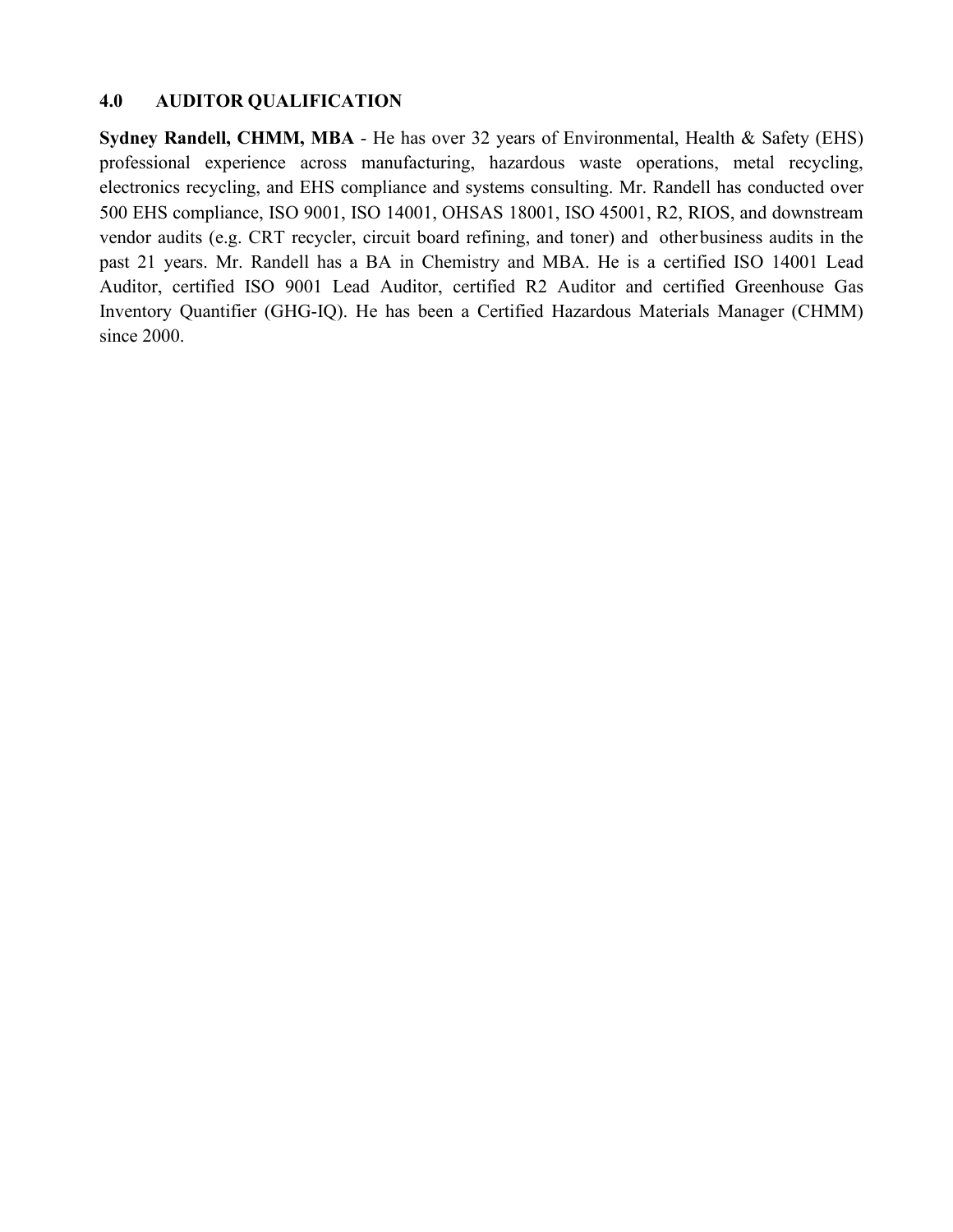## 4.0 AUDITOR QUALIFICATION

**Sydney Randell, CHMM, MBA** - He has over 32 years of Environmental, Health & Safety (EHS) professional experience across manufacturing, hazardous waste operations, metal recycling, electronics recycling, and EHS compliance and systems consulting. Mr. Randell has conducted over 500 EHS compliance, ISO 9001, ISO 14001, OHSAS 18001, ISO 45001, R2, RIOS, and downstream vendor audits (e.g. CRT recycler, circuit board refining, and toner) and other business audits in the past 21 years. Mr. Randell has a BA in Chemistry and MBA. He is a certified ISO 14001 Lead Auditor, certified ISO 9001 Lead Auditor, certified R2 Auditor and certified Greenhouse Gas Inventory Quantifier (GHG-IQ). He has been a Certified Hazardous Materials Manager (CHMM) since 2000.